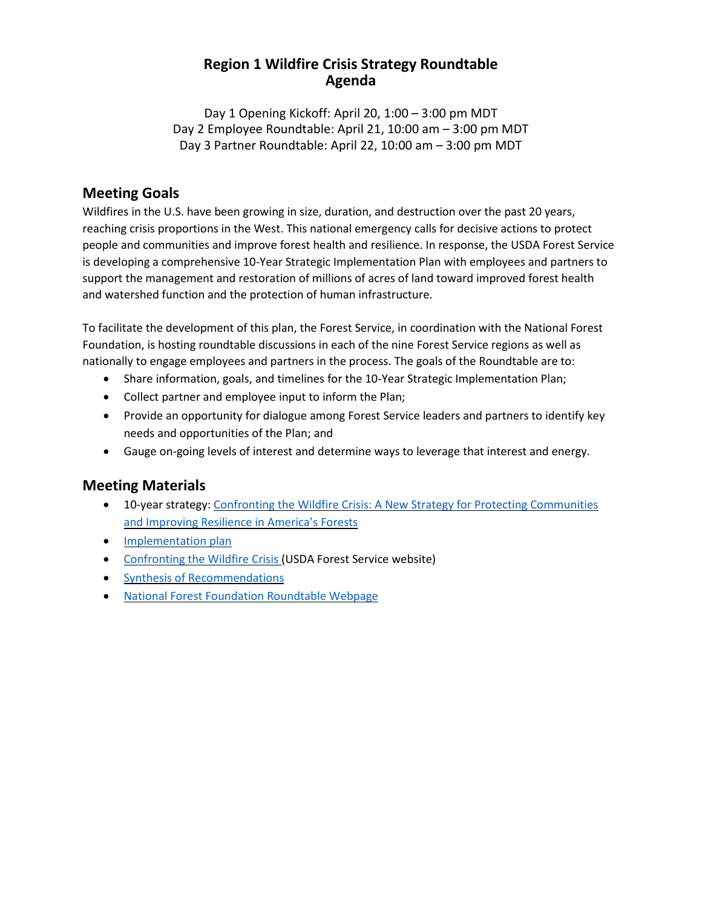# Region 1 Wildfire Crisis Strategy Roundtable
# Agenda

Day 1 Opening Kickoff: April 20, 1:00 – 3:00 pm MDT
Day 2 Employee Roundtable: April 21, 10:00 am – 3:00 pm MDT
Day 3 Partner Roundtable: April 22, 10:00 am – 3:00 pm MDT

## Meeting Goals

Wildfires in the U.S. have been growing in size, duration, and destruction over the past 20 years, reaching crisis proportions in the West. This national emergency calls for decisive actions to protect people and communities and improve forest health and resilience. In response, the USDA Forest Service is developing a comprehensive 10-Year Strategic Implementation Plan with employees and partners to support the management and restoration of millions of acres of land toward improved forest health and watershed function and the protection of human infrastructure.

To facilitate the development of this plan, the Forest Service, in coordination with the National Forest Foundation, is hosting roundtable discussions in each of the nine Forest Service regions as well as nationally to engage employees and partners in the process. The goals of the Roundtable are to:

- Share information, goals, and timelines for the 10-Year Strategic Implementation Plan;
- Collect partner and employee input to inform the Plan;
- Provide an opportunity for dialogue among Forest Service leaders and partners to identify key needs and opportunities of the Plan; and
- Gauge on-going levels of interest and determine ways to leverage that interest and energy.

## Meeting Materials

- 10-year strategy: Confronting the Wildfire Crisis: A New Strategy for Protecting Communities and Improving Resilience in America's Forests
- Implementation plan
- Confronting the Wildfire Crisis (USDA Forest Service website)
- Synthesis of Recommendations
- National Forest Foundation Roundtable Webpage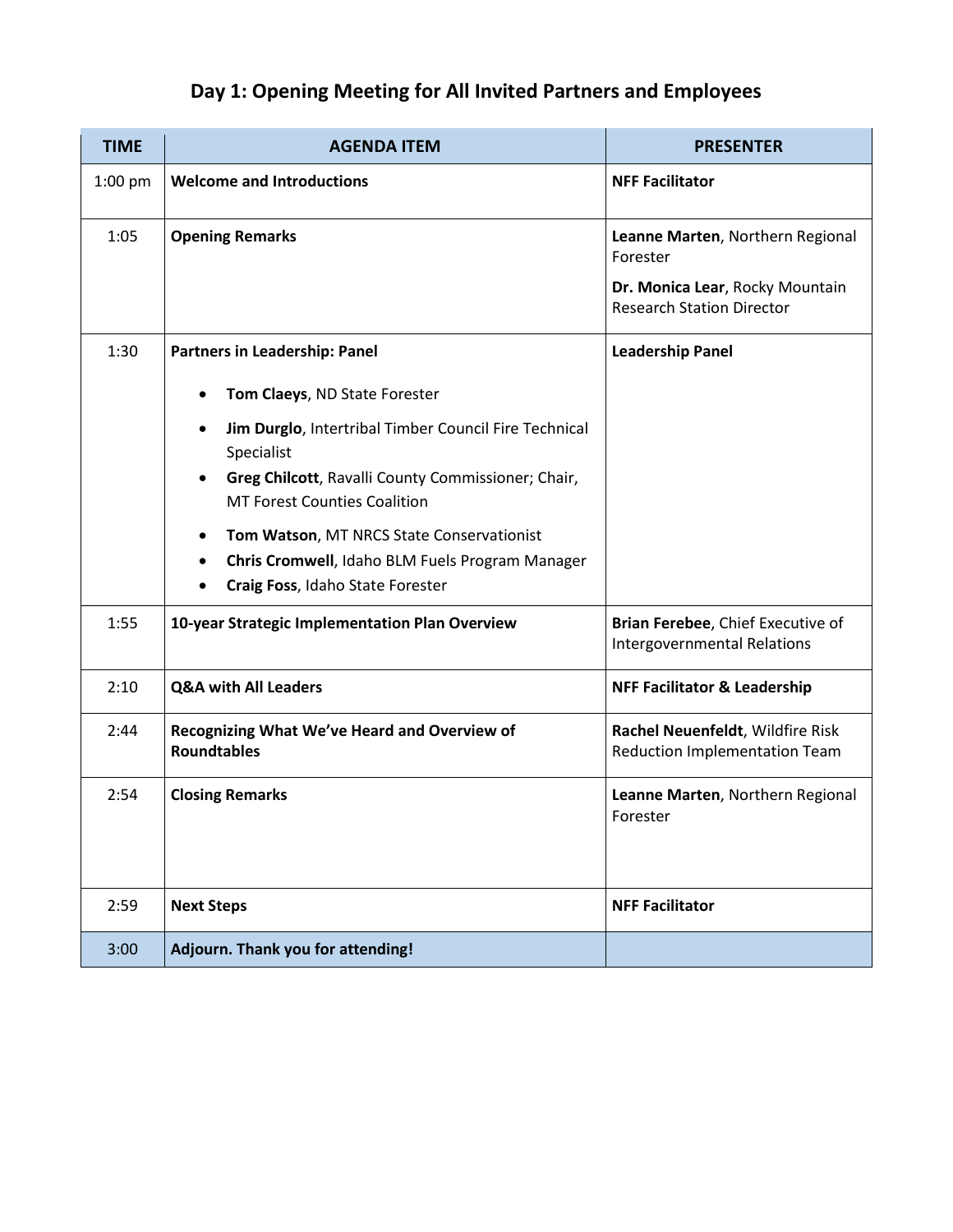## Day 1: Opening Meeting for All Invited Partners and Employees

| TIME | AGENDA ITEM | PRESENTER |
|---|---|---|
| 1:00 pm | **Welcome and Introductions** | **NFF Facilitator** |
| 1:05 | **Opening Remarks** | **Leanne Marten**, Northern Regional Forester<br>**Dr. Monica Lear**, Rocky Mountain Research Station Director |
| 1:30 | **Partners in Leadership: Panel**<br>• **Tom Claeys**, ND State Forester<br>• **Jim Durglo**, Intertribal Timber Council Fire Technical Specialist<br>• **Greg Chilcott**, Ravalli County Commissioner; Chair, MT Forest Counties Coalition<br>• **Tom Watson**, MT NRCS State Conservationist<br>• **Chris Cromwell**, Idaho BLM Fuels Program Manager<br>• **Craig Foss**, Idaho State Forester | **Leadership Panel** |
| 1:55 | **10-year Strategic Implementation Plan Overview** | **Brian Ferebee**, Chief Executive of Intergovernmental Relations |
| 2:10 | **Q&A with All Leaders** | **NFF Facilitator & Leadership** |
| 2:44 | **Recognizing What We've Heard and Overview of Roundtables** | **Rachel Neuenfeldt**, Wildfire Risk Reduction Implementation Team |
| 2:54 | **Closing Remarks** | **Leanne Marten**, Northern Regional Forester |
| 2:59 | **Next Steps** | **NFF Facilitator** |
| 3:00 | **Adjourn. Thank you for attending!** | |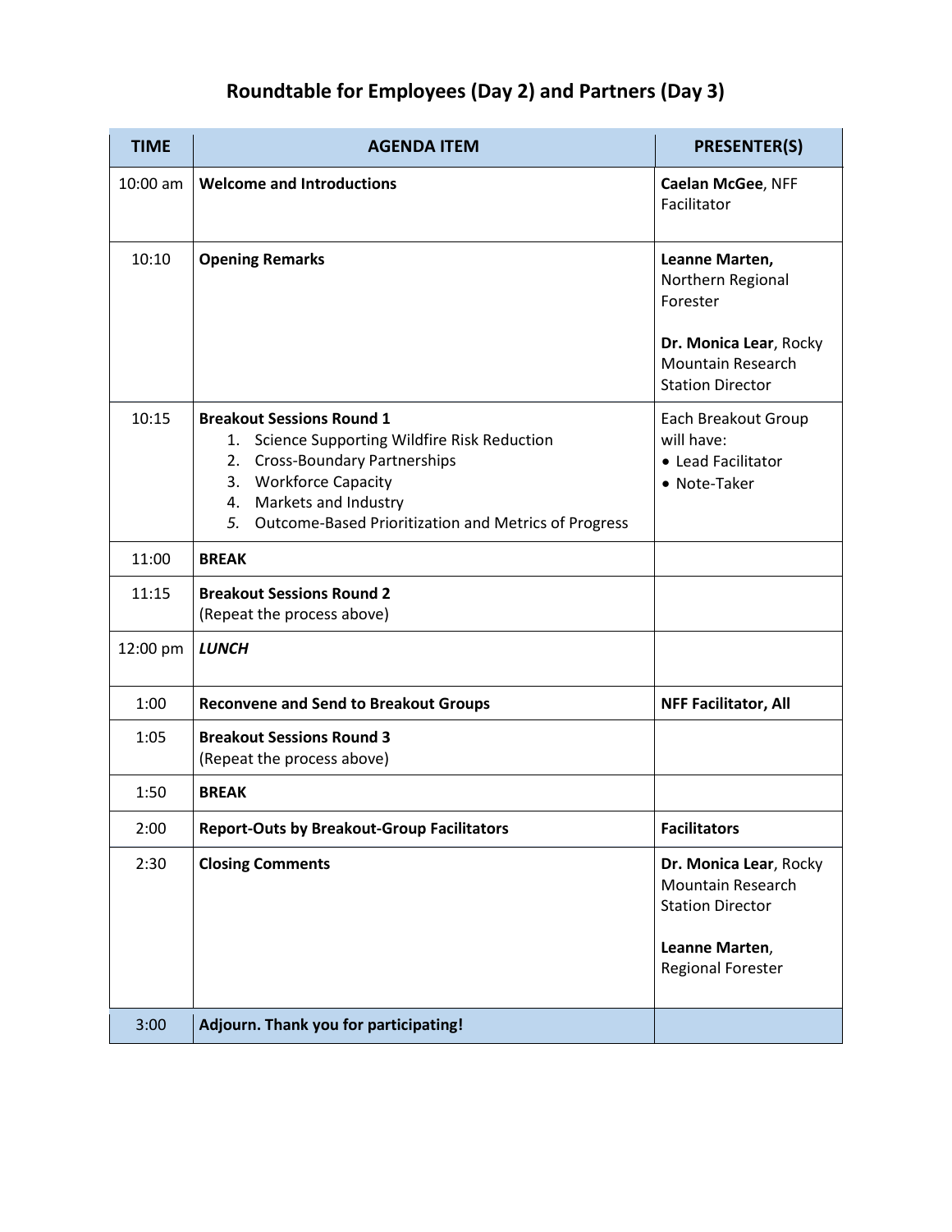# Roundtable for Employees (Day 2) and Partners (Day 3)

| TIME | AGENDA ITEM | PRESENTER(S) |
|---|---|---|
| 10:00 am | **Welcome and Introductions** | **Caelan McGee**, NFF Facilitator |
| 10:10 | **Opening Remarks** | **Leanne Marten,** Northern Regional Forester<br><br>**Dr. Monica Lear**, Rocky Mountain Research Station Director |
| 10:15 | **Breakout Sessions Round 1**<br>1. Science Supporting Wildfire Risk Reduction<br>2. Cross-Boundary Partnerships<br>3. Workforce Capacity<br>4. Markets and Industry<br>*5.* Outcome-Based Prioritization and Metrics of Progress | Each Breakout Group will have:<br>• Lead Facilitator<br>• Note-Taker |
| 11:00 | **BREAK** | |
| 11:15 | **Breakout Sessions Round 2**<br>(Repeat the process above) | |
| 12:00 pm | ***LUNCH*** | |
| 1:00 | **Reconvene and Send to Breakout Groups** | **NFF Facilitator, All** |
| 1:05 | **Breakout Sessions Round 3**<br>(Repeat the process above) | |
| 1:50 | **BREAK** | |
| 2:00 | **Report-Outs by Breakout-Group Facilitators** | **Facilitators** |
| 2:30 | **Closing Comments** | **Dr. Monica Lear**, Rocky Mountain Research Station Director<br><br>**Leanne Marten**, Regional Forester |
| 3:00 | **Adjourn. Thank you for participating!** | |